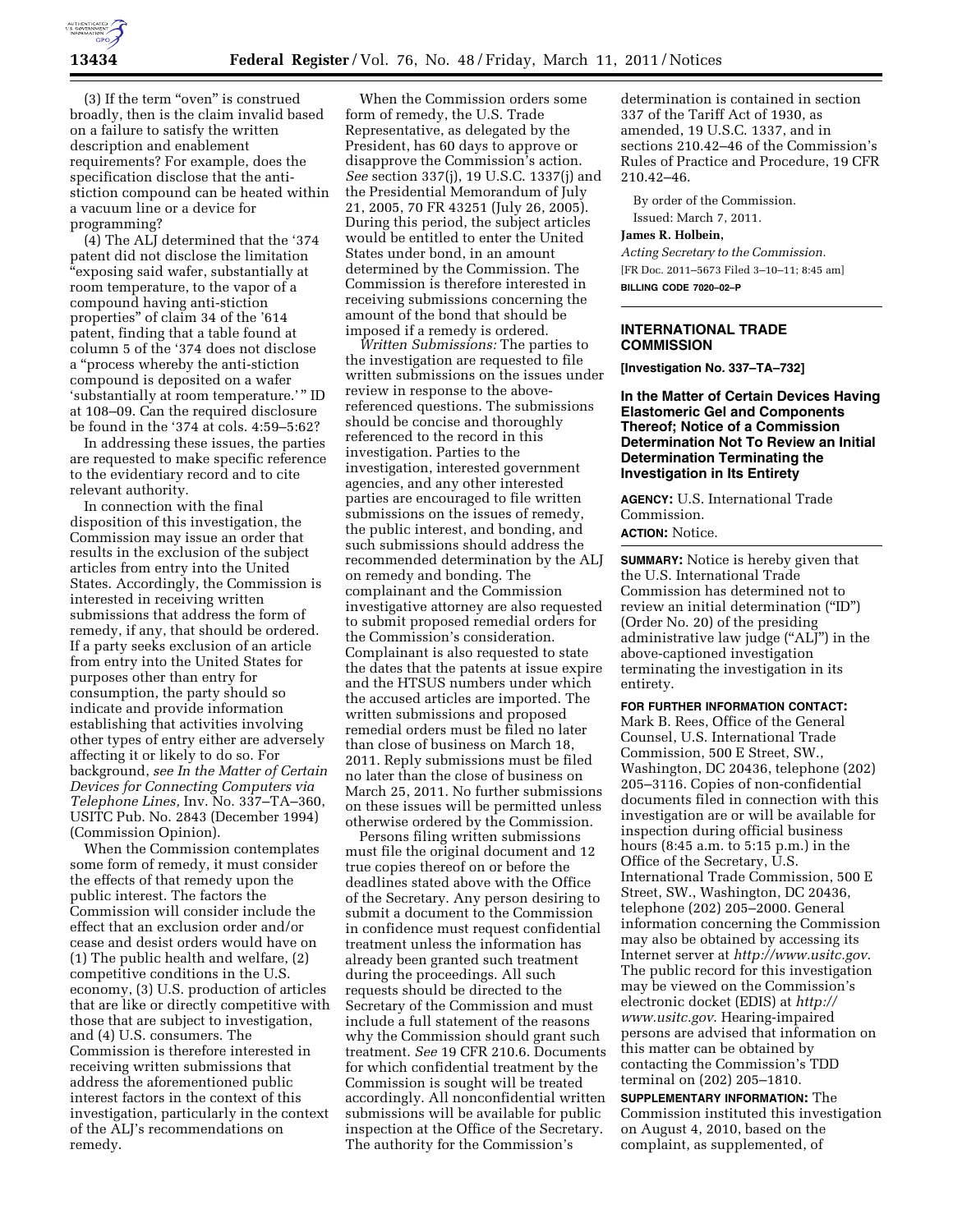(3) If the term "oven" is construed broadly, then is the claim invalid based on a failure to satisfy the written description and enablement requirements? For example, does the specification disclose that the anti-stiction compound can be heated within a vacuum line or a device for programming?

(4) The ALJ determined that the '374 patent did not disclose the limitation "exposing said wafer, substantially at room temperature, to the vapor of a compound having anti-stiction properties" of claim 34 of the '614 patent, finding that a table found at column 5 of the '374 does not disclose a "process whereby the anti-stiction compound is deposited on a wafer 'substantially at room temperature.'" ID at 108–09. Can the required disclosure be found in the '374 at cols. 4:59–5:62?

In addressing these issues, the parties are requested to make specific reference to the evidentiary record and to cite relevant authority.

In connection with the final disposition of this investigation, the Commission may issue an order that results in the exclusion of the subject articles from entry into the United States. Accordingly, the Commission is interested in receiving written submissions that address the form of remedy, if any, that should be ordered. If a party seeks exclusion of an article from entry into the United States for purposes other than entry for consumption, the party should so indicate and provide information establishing that activities involving other types of entry either are adversely affecting it or likely to do so. For background, *see In the Matter of Certain Devices for Connecting Computers via Telephone Lines,* Inv. No. 337–TA–360, USITC Pub. No. 2843 (December 1994) (Commission Opinion).

When the Commission contemplates some form of remedy, it must consider the effects of that remedy upon the public interest. The factors the Commission will consider include the effect that an exclusion order and/or cease and desist orders would have on (1) The public health and welfare, (2) competitive conditions in the U.S. economy, (3) U.S. production of articles that are like or directly competitive with those that are subject to investigation, and (4) U.S. consumers. The Commission is therefore interested in receiving written submissions that address the aforementioned public interest factors in the context of this investigation, particularly in the context of the ALJ's recommendations on remedy.

When the Commission orders some form of remedy, the U.S. Trade Representative, as delegated by the President, has 60 days to approve or disapprove the Commission's action. *See* section 337(j), 19 U.S.C. 1337(j) and the Presidential Memorandum of July 21, 2005, 70 FR 43251 (July 26, 2005). During this period, the subject articles would be entitled to enter the United States under bond, in an amount determined by the Commission. The Commission is therefore interested in receiving submissions concerning the amount of the bond that should be imposed if a remedy is ordered.

*Written Submissions:* The parties to the investigation are requested to file written submissions on the issues under review in response to the above-referenced questions. The submissions should be concise and thoroughly referenced to the record in this investigation. Parties to the investigation, interested government agencies, and any other interested parties are encouraged to file written submissions on the issues of remedy, the public interest, and bonding, and such submissions should address the recommended determination by the ALJ on remedy and bonding. The complainant and the Commission investigative attorney are also requested to submit proposed remedial orders for the Commission's consideration. Complainant is also requested to state the dates that the patents at issue expire and the HTSUS numbers under which the accused articles are imported. The written submissions and proposed remedial orders must be filed no later than close of business on March 18, 2011. Reply submissions must be filed no later than the close of business on March 25, 2011. No further submissions on these issues will be permitted unless otherwise ordered by the Commission.

Persons filing written submissions must file the original document and 12 true copies thereof on or before the deadlines stated above with the Office of the Secretary. Any person desiring to submit a document to the Commission in confidence must request confidential treatment unless the information has already been granted such treatment during the proceedings. All such requests should be directed to the Secretary of the Commission and must include a full statement of the reasons why the Commission should grant such treatment. *See* 19 CFR 210.6. Documents for which confidential treatment by the Commission is sought will be treated accordingly. All nonconfidential written submissions will be available for public inspection at the Office of the Secretary.

The authority for the Commission's determination is contained in section 337 of the Tariff Act of 1930, as amended, 19 U.S.C. 1337, and in sections 210.42–46 of the Commission's Rules of Practice and Procedure, 19 CFR 210.42–46.

By order of the Commission.

Issued: March 7, 2011.

**James R. Holbein,**

*Acting Secretary to the Commission.*

[FR Doc. 2011–5673 Filed 3–10–11; 8:45 am]

**BILLING CODE 7020–02–P**

---

## INTERNATIONAL TRADE COMMISSION

**[Investigation No. 337–TA–732]**

### In the Matter of Certain Devices Having Elastomeric Gel and Components Thereof; Notice of a Commission Determination Not To Review an Initial Determination Terminating the Investigation in Its Entirety

**AGENCY:** U.S. International Trade Commission.

**ACTION:** Notice.

**SUMMARY:** Notice is hereby given that the U.S. International Trade Commission has determined not to review an initial determination ("ID") (Order No. 20) of the presiding administrative law judge ("ALJ") in the above-captioned investigation terminating the investigation in its entirety.

**FOR FURTHER INFORMATION CONTACT:** Mark B. Rees, Office of the General Counsel, U.S. International Trade Commission, 500 E Street, SW., Washington, DC 20436, telephone (202) 205–3116. Copies of non-confidential documents filed in connection with this investigation are or will be available for inspection during official business hours (8:45 a.m. to 5:15 p.m.) in the Office of the Secretary, U.S. International Trade Commission, 500 E Street, SW., Washington, DC 20436, telephone (202) 205–2000. General information concerning the Commission may also be obtained by accessing its Internet server at *http://www.usitc.gov*. The public record for this investigation may be viewed on the Commission's electronic docket (EDIS) at *http://www.usitc.gov*. Hearing-impaired persons are advised that information on this matter can be obtained by contacting the Commission's TDD terminal on (202) 205–1810.

**SUPPLEMENTARY INFORMATION:** The Commission instituted this investigation on August 4, 2010, based on the complaint, as supplemented, of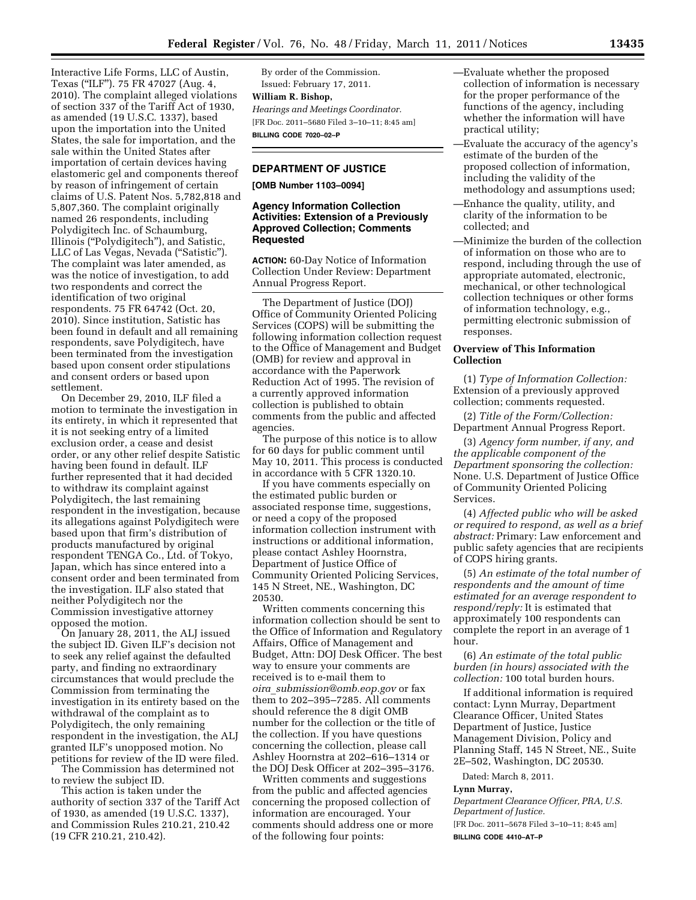Interactive Life Forms, LLC of Austin, Texas ("ILF"). 75 FR 47027 (Aug. 4, 2010). The complaint alleged violations of section 337 of the Tariff Act of 1930, as amended (19 U.S.C. 1337), based upon the importation into the United States, the sale for importation, and the sale within the United States after importation of certain devices having elastomeric gel and components thereof by reason of infringement of certain claims of U.S. Patent Nos. 5,782,818 and 5,807,360. The complaint originally named 26 respondents, including Polydigitech Inc. of Schaumburg, Illinois ("Polydigitech"), and Satistic, LLC of Las Vegas, Nevada ("Satistic"). The complaint was later amended, as was the notice of investigation, to add two respondents and correct the identification of two original respondents. 75 FR 64742 (Oct. 20, 2010). Since institution, Satistic has been found in default and all remaining respondents, save Polydigitech, have been terminated from the investigation based upon consent order stipulations and consent orders or based upon settlement.

On December 29, 2010, ILF filed a motion to terminate the investigation in its entirety, in which it represented that it is not seeking entry of a limited exclusion order, a cease and desist order, or any other relief despite Satistic having been found in default. ILF further represented that it had decided to withdraw its complaint against Polydigitech, the last remaining respondent in the investigation, because its allegations against Polydigitech were based upon that firm's distribution of products manufactured by original respondent TENGA Co., Ltd. of Tokyo, Japan, which has since entered into a consent order and been terminated from the investigation. ILF also stated that neither Polydigitech nor the Commission investigative attorney opposed the motion.

On January 28, 2011, the ALJ issued the subject ID. Given ILF's decision not to seek any relief against the defaulted party, and finding no extraordinary circumstances that would preclude the Commission from terminating the investigation in its entirety based on the withdrawal of the complaint as to Polydigitech, the only remaining respondent in the investigation, the ALJ granted ILF's unopposed motion. No petitions for review of the ID were filed.

The Commission has determined not to review the subject ID.

This action is taken under the authority of section 337 of the Tariff Act of 1930, as amended (19 U.S.C. 1337), and Commission Rules 210.21, 210.42 (19 CFR 210.21, 210.42).

By order of the Commission.

Issued: February 17, 2011.

**William R. Bishop,**

*Hearings and Meetings Coordinator.*

[FR Doc. 2011–5680 Filed 3–10–11; 8:45 am]

**BILLING CODE 7020–02–P**

## DEPARTMENT OF JUSTICE

**[OMB Number 1103–0094]**

### Agency Information Collection Activities: Extension of a Previously Approved Collection; Comments Requested

**ACTION:** 60-Day Notice of Information Collection Under Review: Department Annual Progress Report.

The Department of Justice (DOJ) Office of Community Oriented Policing Services (COPS) will be submitting the following information collection request to the Office of Management and Budget (OMB) for review and approval in accordance with the Paperwork Reduction Act of 1995. The revision of a currently approved information collection is published to obtain comments from the public and affected agencies.

The purpose of this notice is to allow for 60 days for public comment until May 10, 2011. This process is conducted in accordance with 5 CFR 1320.10.

If you have comments especially on the estimated public burden or associated response time, suggestions, or need a copy of the proposed information collection instrument with instructions or additional information, please contact Ashley Hoornstra, Department of Justice Office of Community Oriented Policing Services, 145 N Street, NE., Washington, DC 20530.

Written comments concerning this information collection should be sent to the Office of Information and Regulatory Affairs, Office of Management and Budget, Attn: DOJ Desk Officer. The best way to ensure your comments are received is to e-mail them to *oira_submission@omb.eop.gov* or fax them to 202–395–7285. All comments should reference the 8 digit OMB number for the collection or the title of the collection. If you have questions concerning the collection, please call Ashley Hoornstra at 202–616–1314 or the DOJ Desk Officer at 202–395–3176.

Written comments and suggestions from the public and affected agencies concerning the proposed collection of information are encouraged. Your comments should address one or more of the following four points:

—Evaluate whether the proposed collection of information is necessary for the proper performance of the functions of the agency, including whether the information will have practical utility;

—Evaluate the accuracy of the agency's estimate of the burden of the proposed collection of information, including the validity of the methodology and assumptions used;

—Enhance the quality, utility, and clarity of the information to be collected; and

—Minimize the burden of the collection of information on those who are to respond, including through the use of appropriate automated, electronic, mechanical, or other technological collection techniques or other forms of information technology, e.g., permitting electronic submission of responses.

### Overview of This Information Collection

(1) *Type of Information Collection:* Extension of a previously approved collection; comments requested.

(2) *Title of the Form/Collection:* Department Annual Progress Report.

(3) *Agency form number, if any, and the applicable component of the Department sponsoring the collection:* None. U.S. Department of Justice Office of Community Oriented Policing Services.

(4) *Affected public who will be asked or required to respond, as well as a brief abstract:* Primary: Law enforcement and public safety agencies that are recipients of COPS hiring grants.

(5) *An estimate of the total number of respondents and the amount of time estimated for an average respondent to respond/reply:* It is estimated that approximately 100 respondents can complete the report in an average of 1 hour.

(6) *An estimate of the total public burden (in hours) associated with the collection:* 100 total burden hours.

If additional information is required contact: Lynn Murray, Department Clearance Officer, United States Department of Justice, Justice Management Division, Policy and Planning Staff, 145 N Street, NE., Suite 2E–502, Washington, DC 20530.

Dated: March 8, 2011.

**Lynn Murray,**

*Department Clearance Officer, PRA, U.S. Department of Justice.*

[FR Doc. 2011–5678 Filed 3–10–11; 8:45 am]

**BILLING CODE 4410–AT–P**